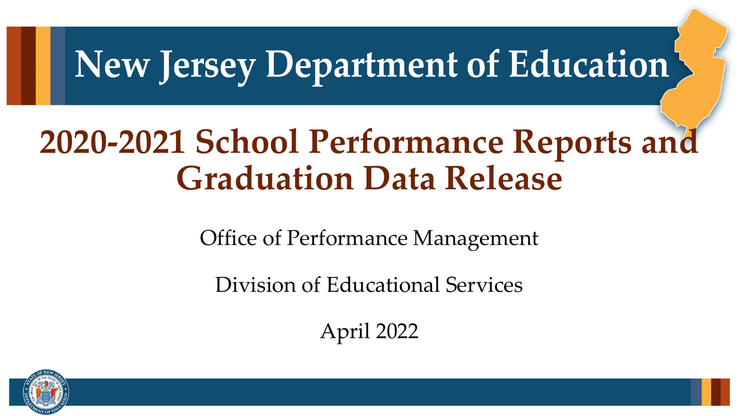# New Jersey Department of Education

# 2020-2021 School Performance Reports and Graduation Data Release

Office of Performance Management

Division of Educational Services

April 2022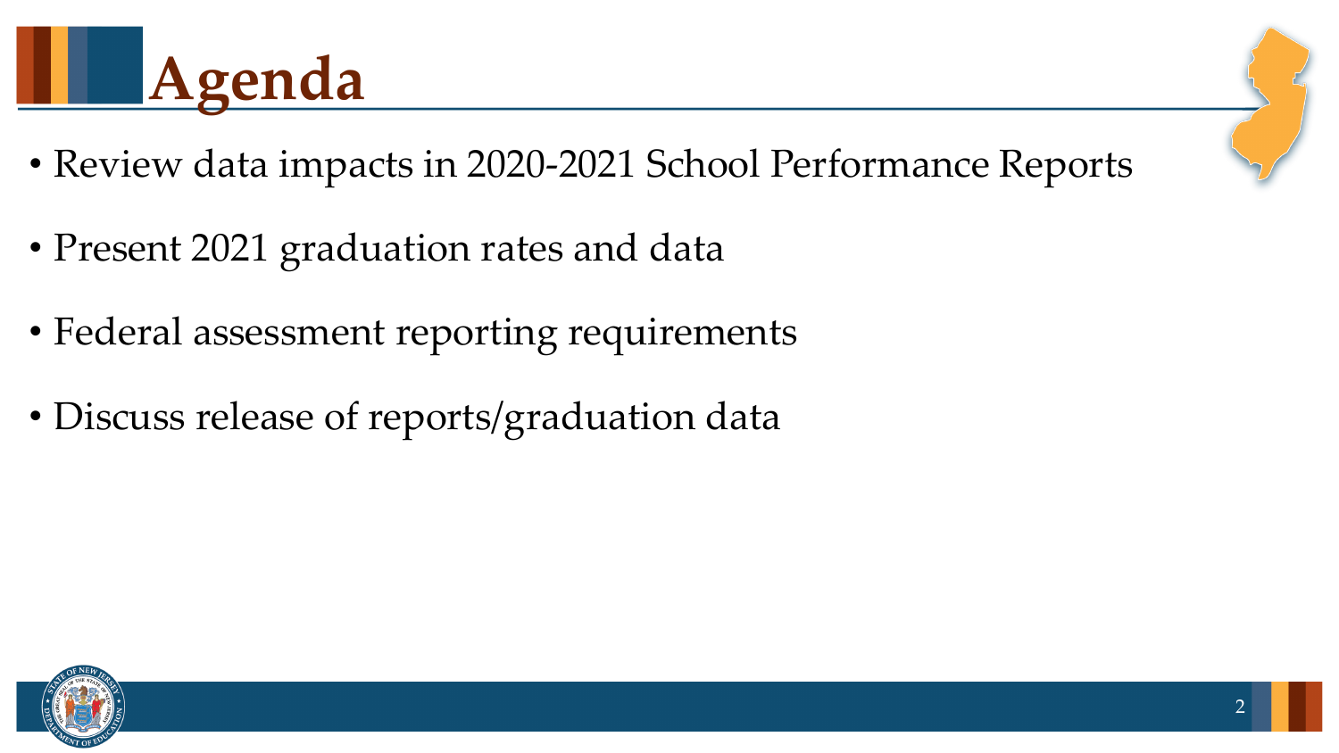# Agenda

- Review data impacts in 2020-2021 School Performance Reports
- Present 2021 graduation rates and data
- Federal assessment reporting requirements
- Discuss release of reports/graduation data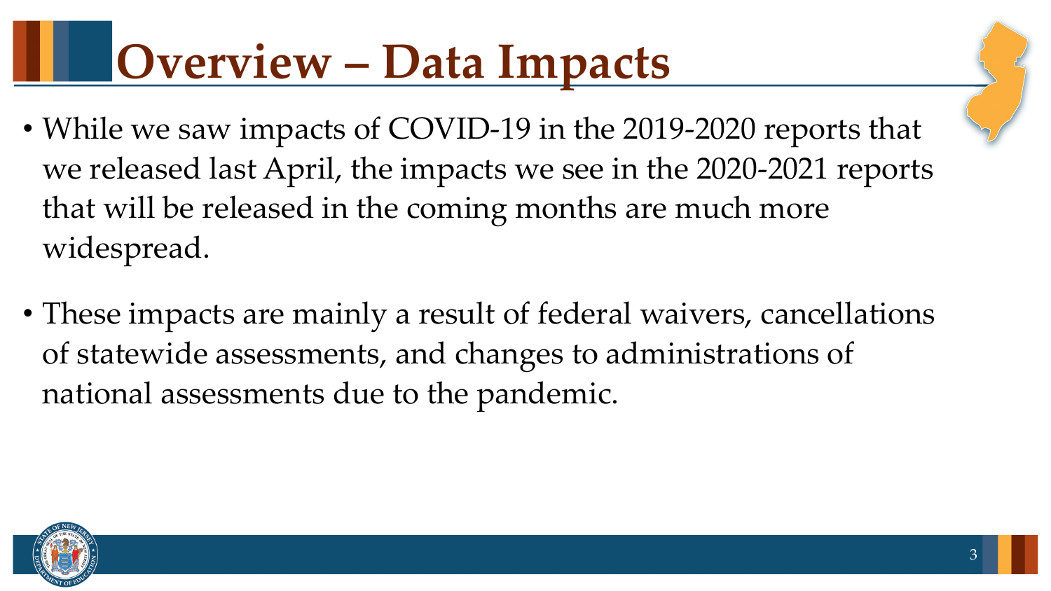# Overview – Data Impacts

- While we saw impacts of COVID-19 in the 2019-2020 reports that we released last April, the impacts we see in the 2020-2021 reports that will be released in the coming months are much more widespread.
- These impacts are mainly a result of federal waivers, cancellations of statewide assessments, and changes to administrations of national assessments due to the pandemic.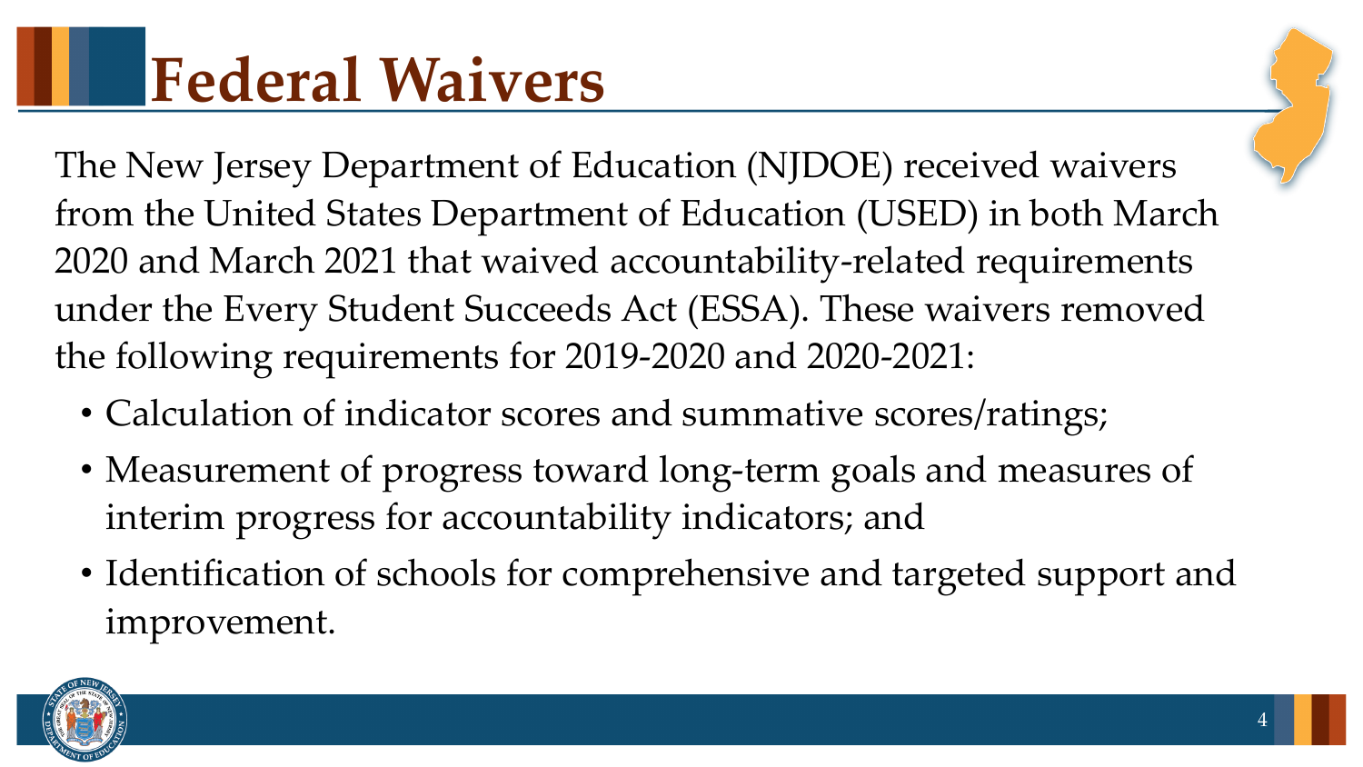# Federal Waivers

The New Jersey Department of Education (NJDOE) received waivers from the United States Department of Education (USED) in both March 2020 and March 2021 that waived accountability-related requirements under the Every Student Succeeds Act (ESSA). These waivers removed the following requirements for 2019-2020 and 2020-2021:

- Calculation of indicator scores and summative scores/ratings;
- Measurement of progress toward long-term goals and measures of interim progress for accountability indicators; and
- Identification of schools for comprehensive and targeted support and improvement.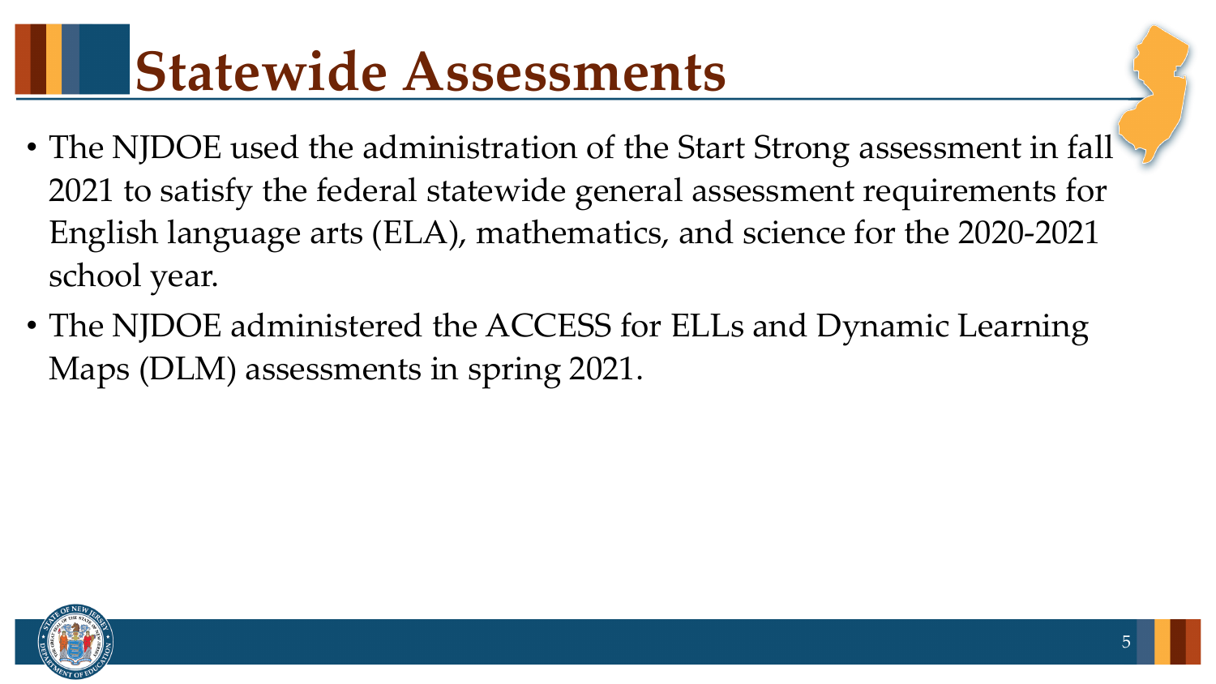# Statewide Assessments

- The NJDOE used the administration of the Start Strong assessment in fall 2021 to satisfy the federal statewide general assessment requirements for English language arts (ELA), mathematics, and science for the 2020-2021 school year.
- The NJDOE administered the ACCESS for ELLs and Dynamic Learning Maps (DLM) assessments in spring 2021.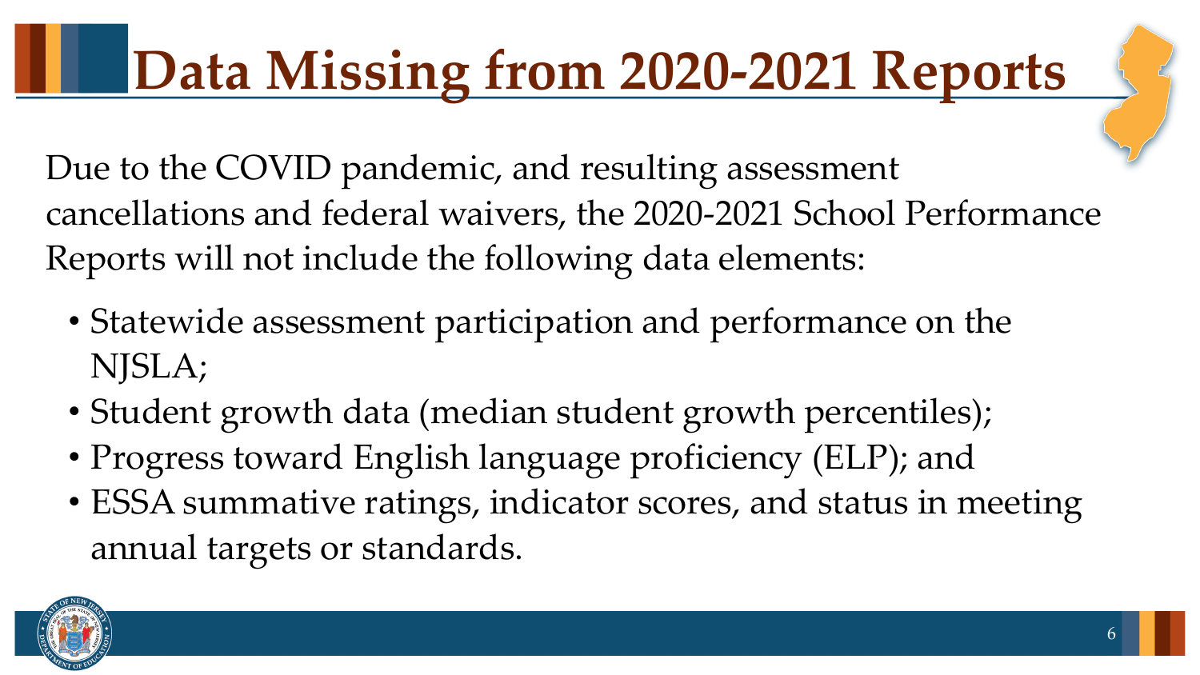# Data Missing from 2020-2021 Reports

Due to the COVID pandemic, and resulting assessment cancellations and federal waivers, the 2020-2021 School Performance Reports will not include the following data elements:

- Statewide assessment participation and performance on the NJSLA;
- Student growth data (median student growth percentiles);
- Progress toward English language proficiency (ELP); and
- ESSA summative ratings, indicator scores, and status in meeting annual targets or standards.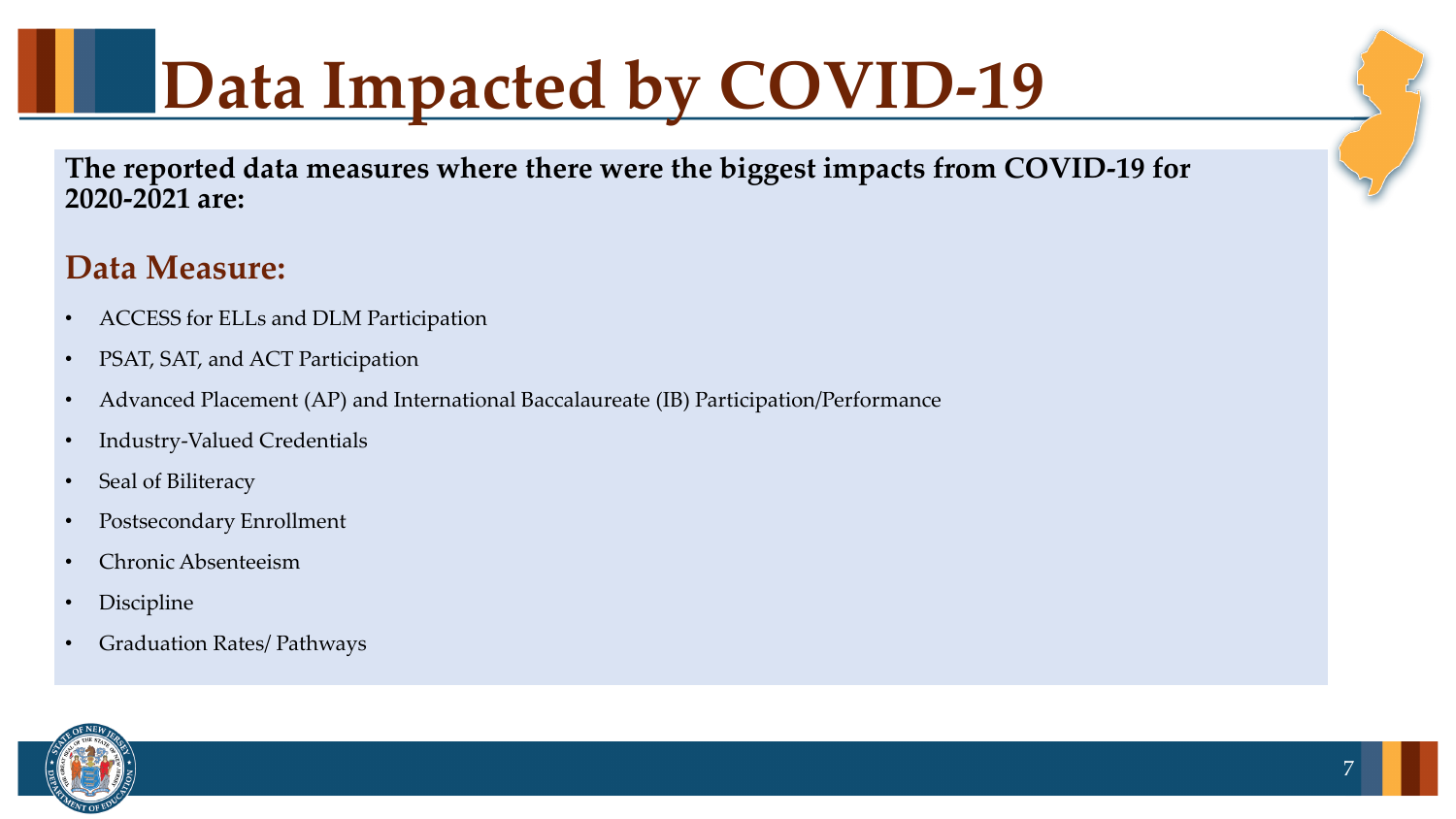# Data Impacted by COVID-19

**The reported data measures where there were the biggest impacts from COVID-19 for 2020-2021 are:**

## Data Measure:

- ACCESS for ELLs and DLM Participation
- PSAT, SAT, and ACT Participation
- Advanced Placement (AP) and International Baccalaureate (IB) Participation/Performance
- Industry-Valued Credentials
- Seal of Biliteracy
- Postsecondary Enrollment
- Chronic Absenteeism
- Discipline
- Graduation Rates/ Pathways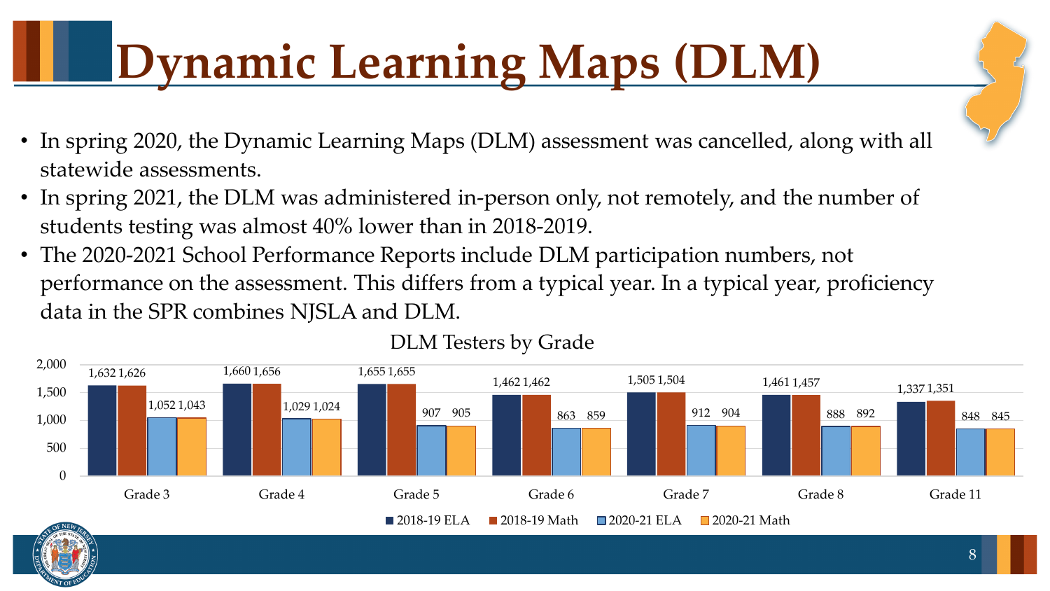# Dynamic Learning Maps (DLM)

- In spring 2020, the Dynamic Learning Maps (DLM) assessment was cancelled, along with all statewide assessments.
- In spring 2021, the DLM was administered in-person only, not remotely, and the number of students testing was almost 40% lower than in 2018-2019.
- The 2020-2021 School Performance Reports include DLM participation numbers, not performance on the assessment. This differs from a typical year. In a typical year, proficiency data in the SPR combines NJSLA and DLM.

DLM Testers by Grade

| Grade | 2018-19 ELA | 2018-19 Math | 2020-21 ELA | 2020-21 Math |
|---|---|---|---|---|
| Grade 3 | 1,632 | 1,626 | 1,052 | 1,043 |
| Grade 4 | 1,660 | 1,656 | 1,029 | 1,024 |
| Grade 5 | 1,655 | 1,655 | 907 | 905 |
| Grade 6 | 1,462 | 1,462 | 863 | 859 |
| Grade 7 | 1,505 | 1,504 | 912 | 904 |
| Grade 8 | 1,461 | 1,457 | 888 | 892 |
| Grade 11 | 1,337 | 1,351 | 848 | 845 |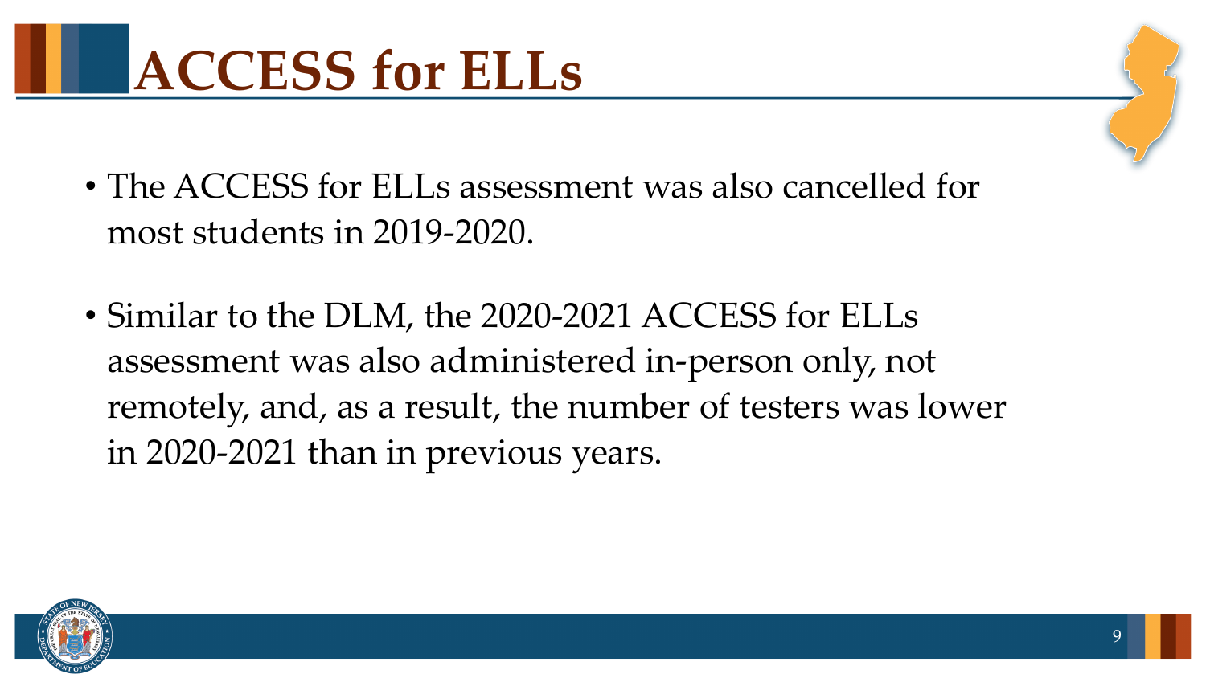# ACCESS for ELLs

- The ACCESS for ELLs assessment was also cancelled for most students in 2019-2020.
- Similar to the DLM, the 2020-2021 ACCESS for ELLs assessment was also administered in-person only, not remotely, and, as a result, the number of testers was lower in 2020-2021 than in previous years.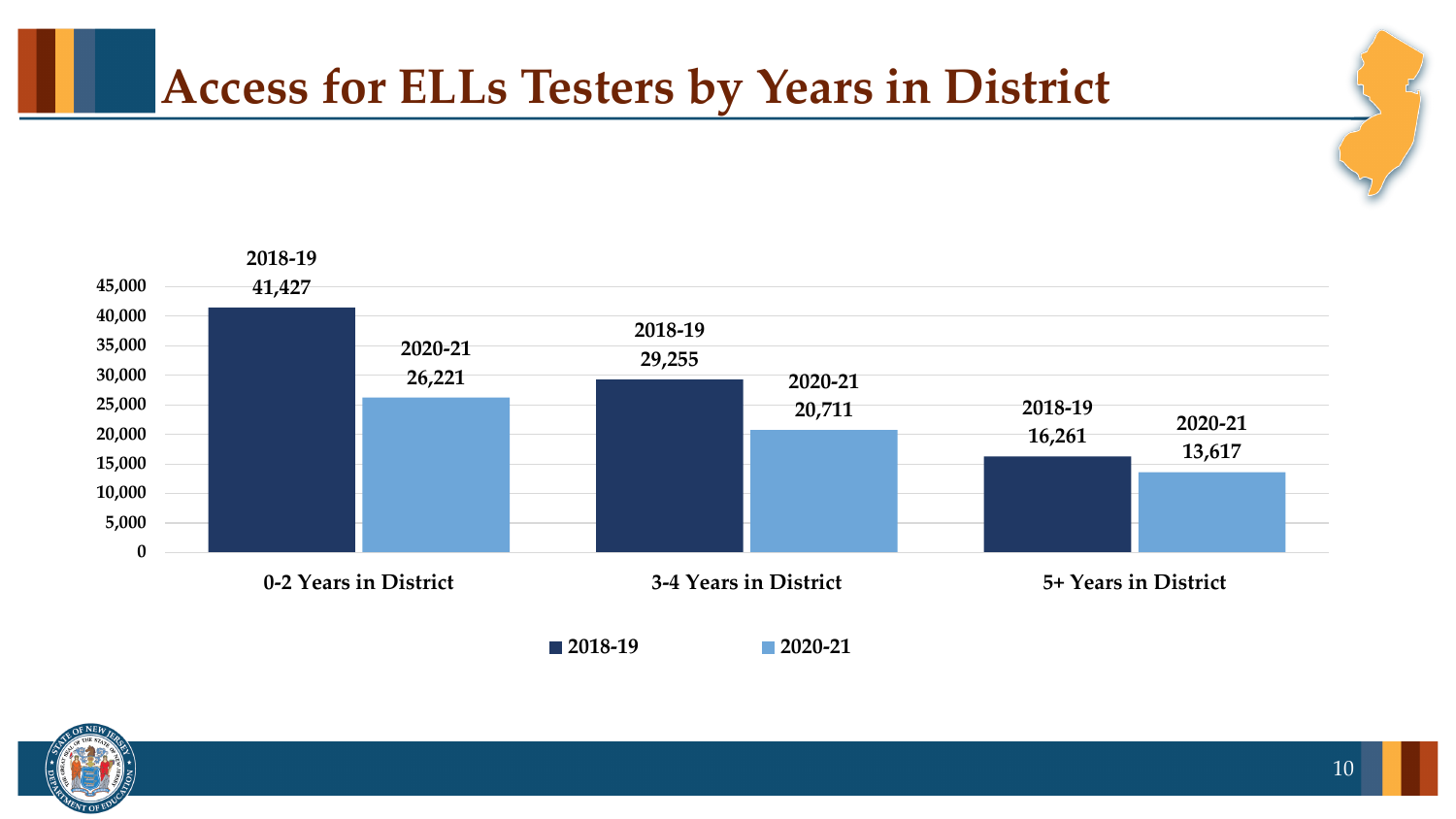# Access for ELLs Testers by Years in District

| | 2018-19 | 2020-21 |
|---|---|---|
| 0-2 Years in District | 41,427 | 26,221 |
| 3-4 Years in District | 29,255 | 20,711 |
| 5+ Years in District | 16,261 | 13,617 |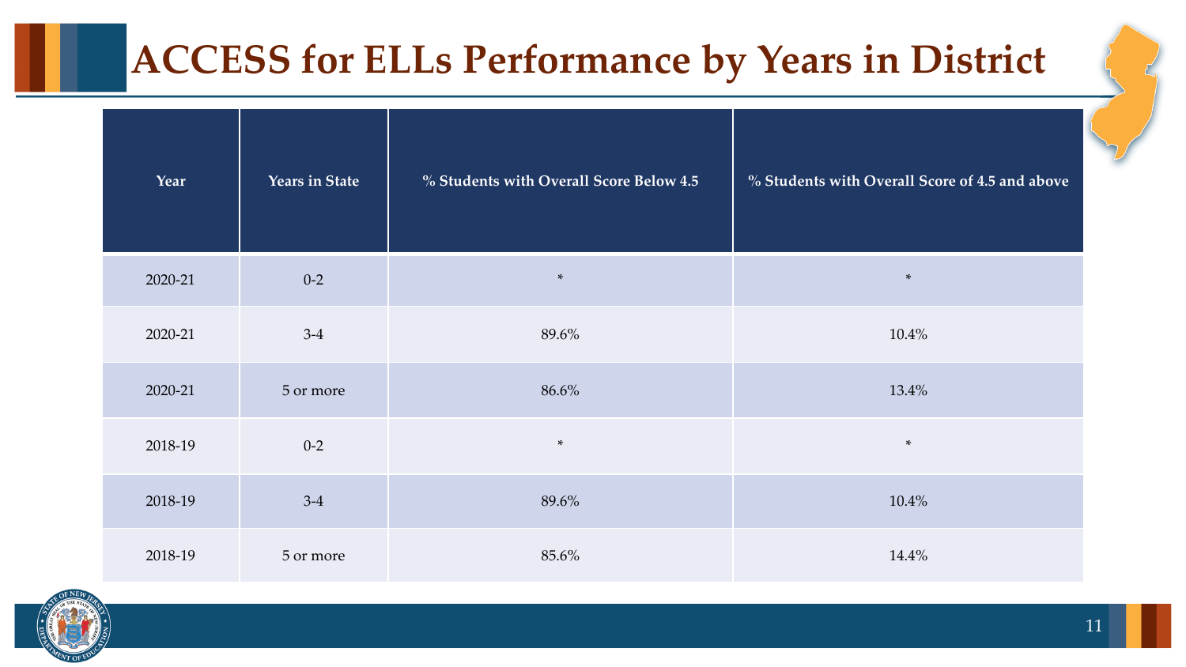# ACCESS for ELLs Performance by Years in District

| Year | Years in State | % Students with Overall Score Below 4.5 | % Students with Overall Score of 4.5 and above |
|---|---|---|---|
| 2020-21 | 0-2 | * | * |
| 2020-21 | 3-4 | 89.6% | 10.4% |
| 2020-21 | 5 or more | 86.6% | 13.4% |
| 2018-19 | 0-2 | * | * |
| 2018-19 | 3-4 | 89.6% | 10.4% |
| 2018-19 | 5 or more | 85.6% | 14.4% |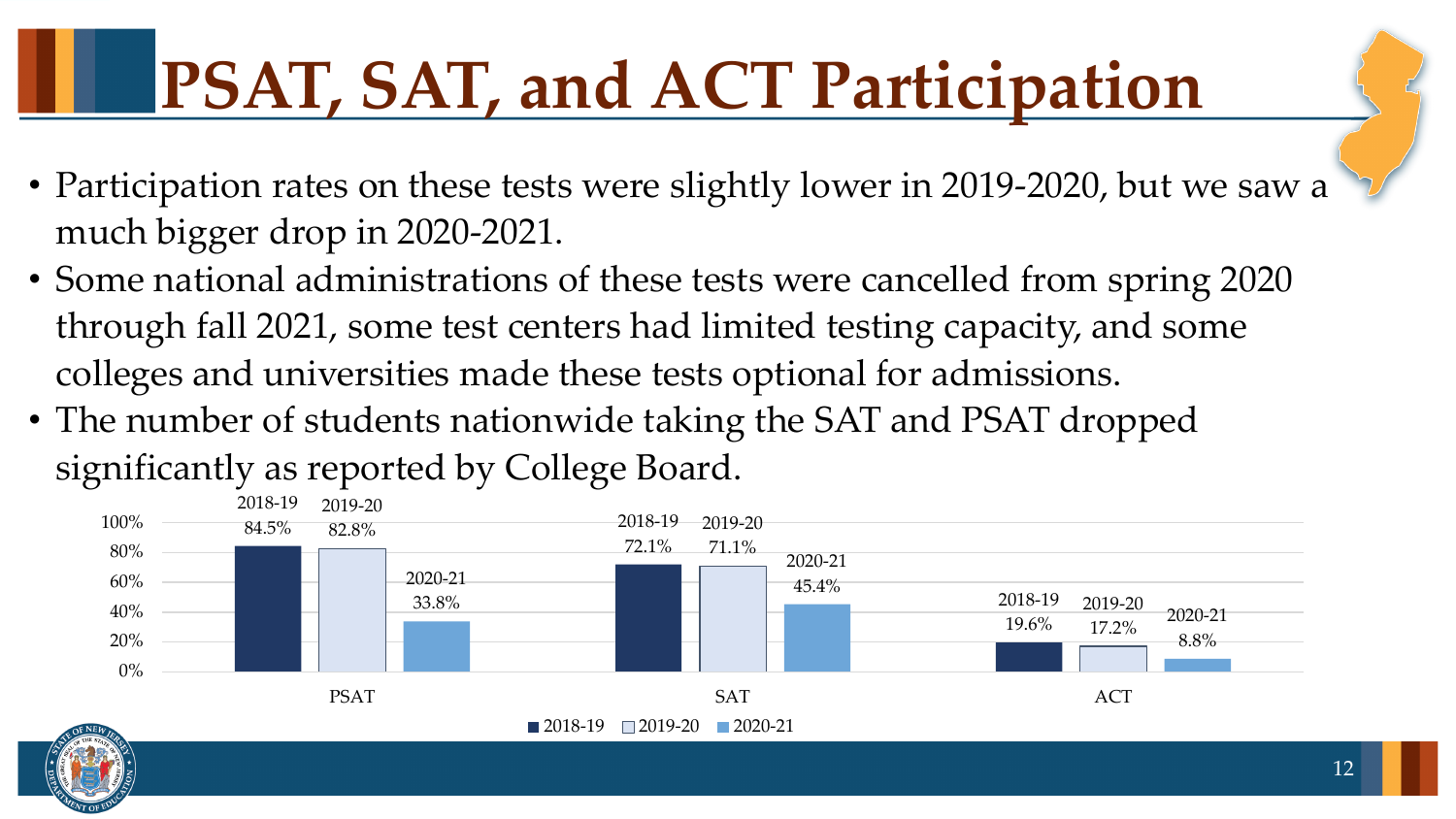# PSAT, SAT, and ACT Participation

- Participation rates on these tests were slightly lower in 2019-2020, but we saw a much bigger drop in 2020-2021.
- Some national administrations of these tests were cancelled from spring 2020 through fall 2021, some test centers had limited testing capacity, and some colleges and universities made these tests optional for admissions.
- The number of students nationwide taking the SAT and PSAT dropped significantly as reported by College Board.

| Test | 2018-19 | 2019-20 | 2020-21 |
|---|---|---|---|
| PSAT | 84.5% | 82.8% | 33.8% |
| SAT | 72.1% | 71.1% | 45.4% |
| ACT | 19.6% | 17.2% | 8.8% |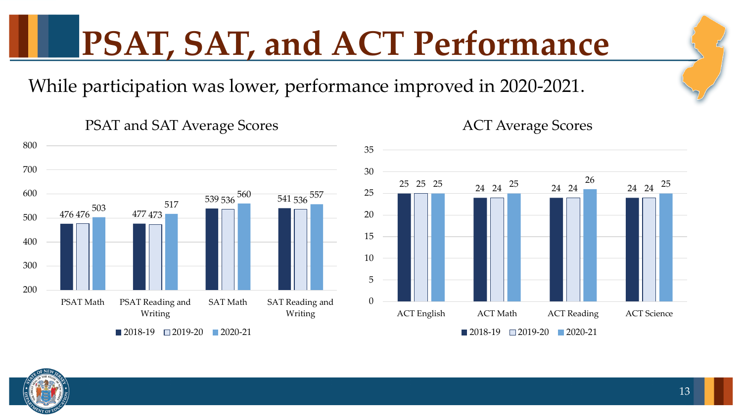# PSAT, SAT, and ACT Performance

While participation was lower, performance improved in 2020-2021.

**PSAT and SAT Average Scores**

| | 2018-19 | 2019-20 | 2020-21 |
|---|---|---|---|
| PSAT Math | 476 | 476 | 503 |
| PSAT Reading and Writing | 477 | 473 | 517 |
| SAT Math | 539 | 536 | 560 |
| SAT Reading and Writing | 541 | 536 | 557 |

**ACT Average Scores**

| | 2018-19 | 2019-20 | 2020-21 |
|---|---|---|---|
| ACT English | 25 | 25 | 25 |
| ACT Math | 24 | 24 | 25 |
| ACT Reading | 24 | 24 | 26 |
| ACT Science | 24 | 24 | 25 |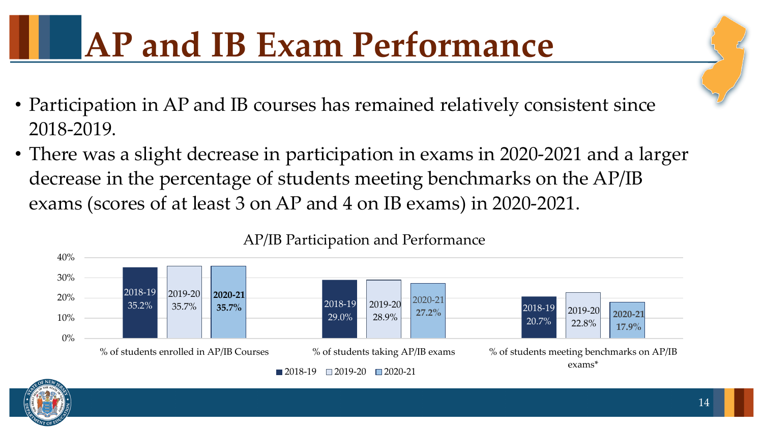# AP and IB Exam Performance

- Participation in AP and IB courses has remained relatively consistent since 2018-2019.
- There was a slight decrease in participation in exams in 2020-2021 and a larger decrease in the percentage of students meeting benchmarks on the AP/IB exams (scores of at least 3 on AP and 4 on IB exams) in 2020-2021.

**AP/IB Participation and Performance**

| | 2018-19 | 2019-20 | 2020-21 |
| --- | --- | --- | --- |
| % of students enrolled in AP/IB Courses | 35.2% | 35.7% | **35.7%** |
| % of students taking AP/IB exams | 29.0% | 28.9% | **27.2%** |
| % of students meeting benchmarks on AP/IB exams* | 20.7% | 22.8% | **17.9%** |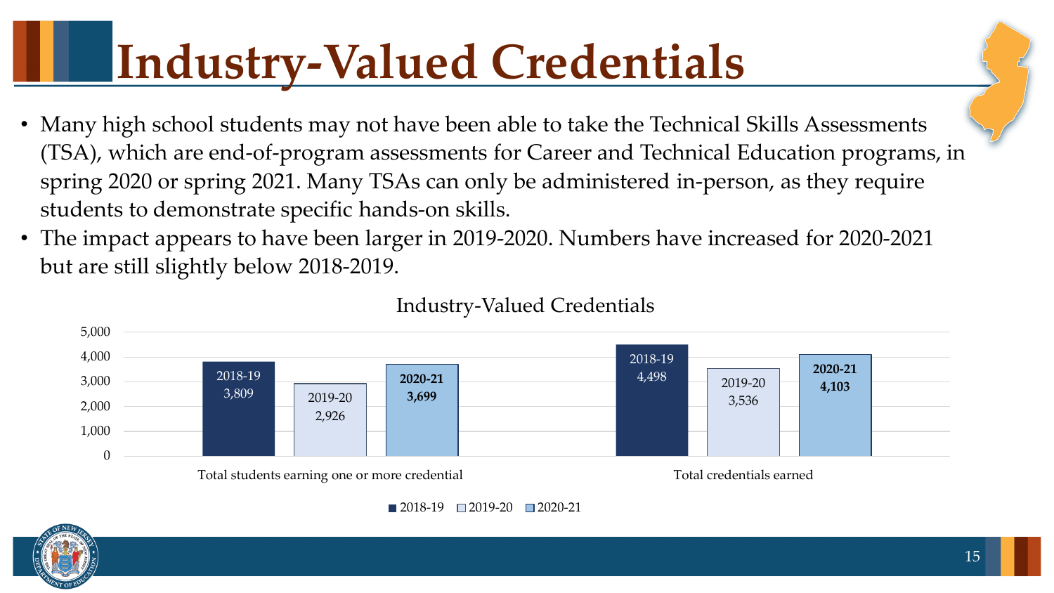# Industry-Valued Credentials

- Many high school students may not have been able to take the Technical Skills Assessments (TSA), which are end-of-program assessments for Career and Technical Education programs, in spring 2020 or spring 2021. Many TSAs can only be administered in-person, as they require students to demonstrate specific hands-on skills.
- The impact appears to have been larger in 2019-2020. Numbers have increased for 2020-2021 but are still slightly below 2018-2019.

**Industry-Valued Credentials**

| | 2018-19 | 2019-20 | 2020-21 |
|---|---|---|---|
| Total students earning one or more credential | 3,809 | 2,926 | **3,699** |
| Total credentials earned | 4,498 | 3,536 | **4,103** |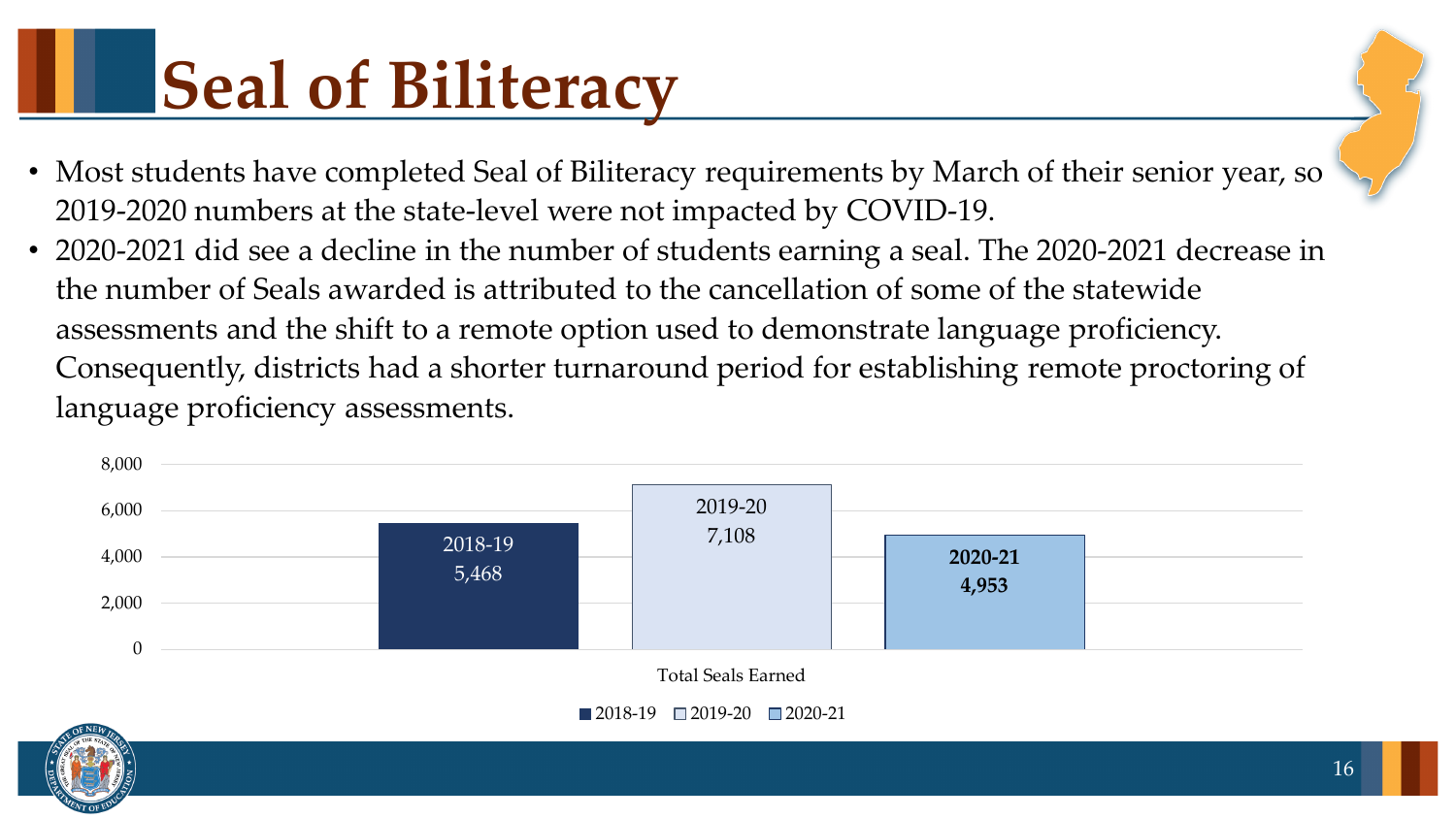# Seal of Biliteracy

- Most students have completed Seal of Biliteracy requirements by March of their senior year, so 2019-2020 numbers at the state-level were not impacted by COVID-19.
- 2020-2021 did see a decline in the number of students earning a seal. The 2020-2021 decrease in the number of Seals awarded is attributed to the cancellation of some of the statewide assessments and the shift to a remote option used to demonstrate language proficiency. Consequently, districts had a shorter turnaround period for establishing remote proctoring of language proficiency assessments.

| | 2018-19 | 2019-20 | 2020-21 |
|---|---|---|---|
| Total Seals Earned | 5,468 | 7,108 | 4,953 |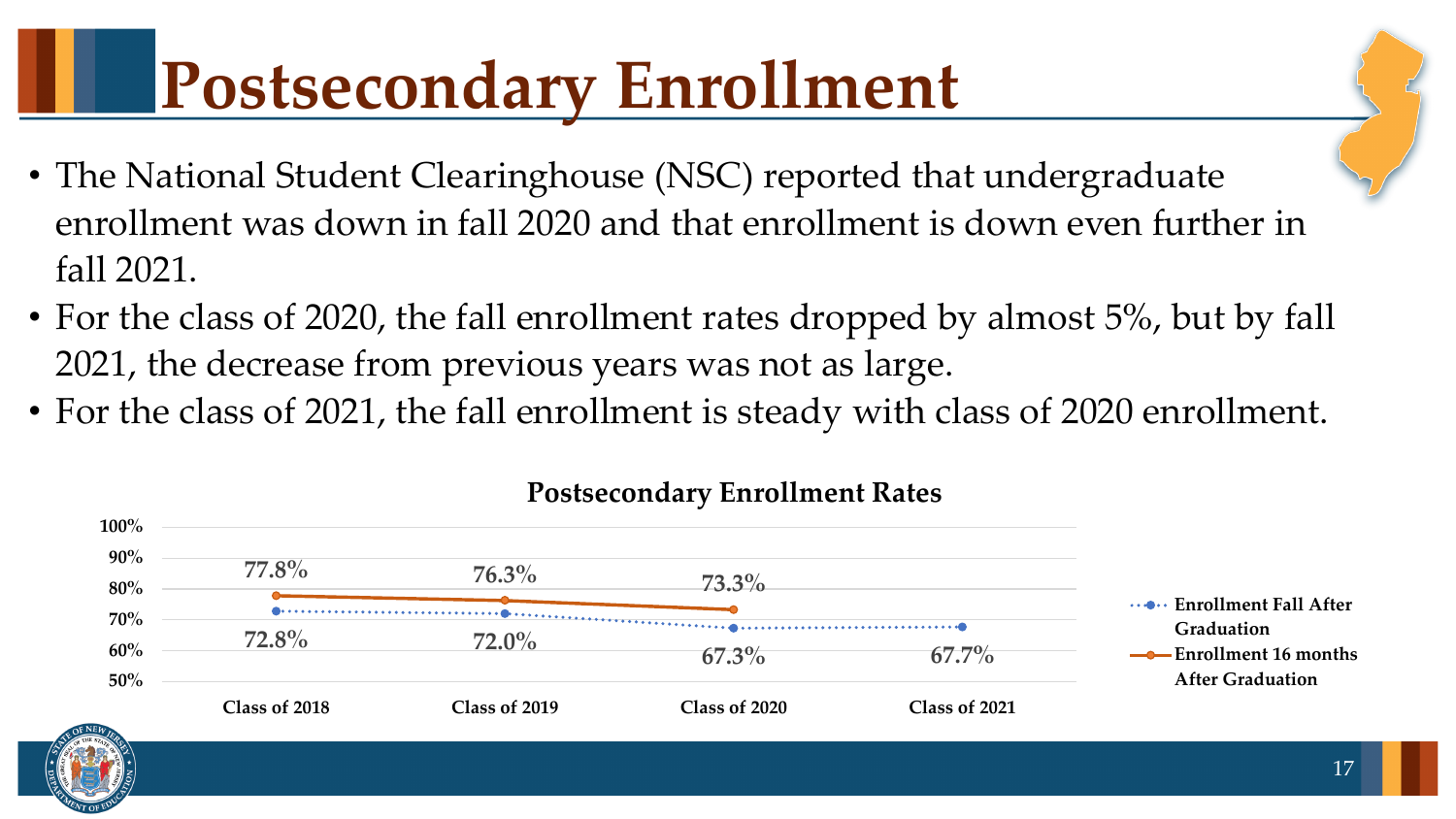# Postsecondary Enrollment

- The National Student Clearinghouse (NSC) reported that undergraduate enrollment was down in fall 2020 and that enrollment is down even further in fall 2021.
- For the class of 2020, the fall enrollment rates dropped by almost 5%, but by fall 2021, the decrease from previous years was not as large.
- For the class of 2021, the fall enrollment is steady with class of 2020 enrollment.

**Postsecondary Enrollment Rates**

| | Class of 2018 | Class of 2019 | Class of 2020 | Class of 2021 |
|---|---|---|---|---|
| Enrollment Fall After Graduation | 72.8% | 72.0% | 67.3% | 67.7% |
| Enrollment 16 months After Graduation | 77.8% | 76.3% | 73.3% | |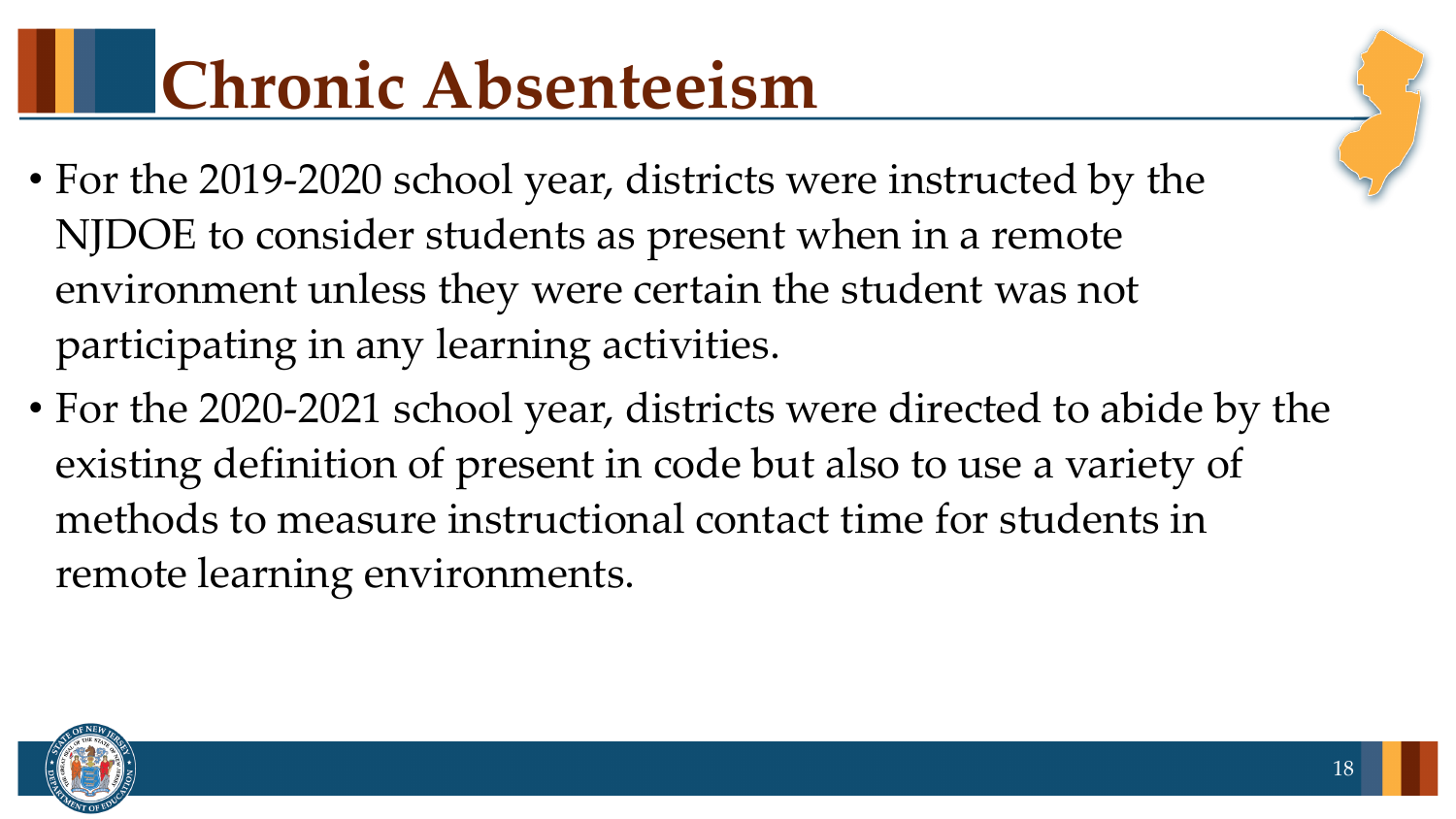# Chronic Absenteeism

- For the 2019-2020 school year, districts were instructed by the NJDOE to consider students as present when in a remote environment unless they were certain the student was not participating in any learning activities.
- For the 2020-2021 school year, districts were directed to abide by the existing definition of present in code but also to use a variety of methods to measure instructional contact time for students in remote learning environments.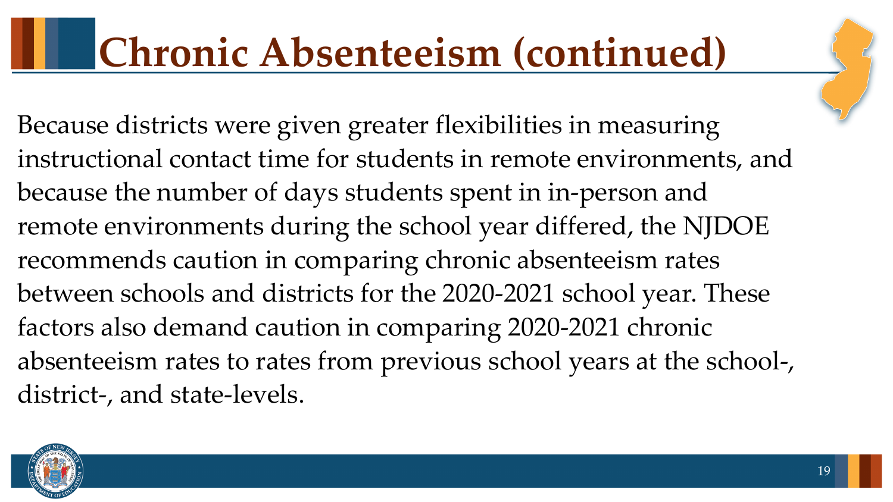# Chronic Absenteeism (continued)

Because districts were given greater flexibilities in measuring instructional contact time for students in remote environments, and because the number of days students spent in in-person and remote environments during the school year differed, the NJDOE recommends caution in comparing chronic absenteeism rates between schools and districts for the 2020-2021 school year. These factors also demand caution in comparing 2020-2021 chronic absenteeism rates to rates from previous school years at the school-, district-, and state-levels.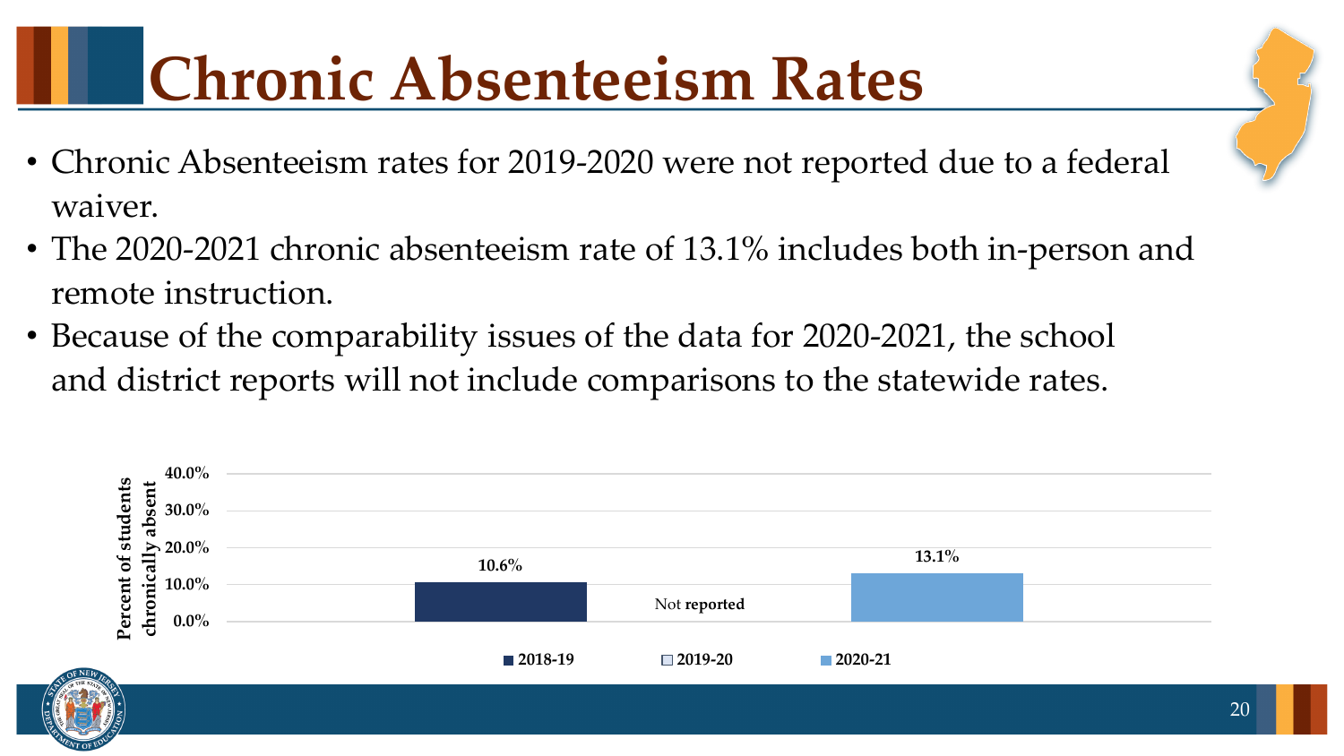# Chronic Absenteeism Rates

- Chronic Absenteeism rates for 2019-2020 were not reported due to a federal waiver.
- The 2020-2021 chronic absenteeism rate of 13.1% includes both in-person and remote instruction.
- Because of the comparability issues of the data for 2020-2021, the school and district reports will not include comparisons to the statewide rates.

| Year | Percent of students chronically absent |
| --- | --- |
| 2018-19 | 10.6% |
| 2019-20 | Not reported |
| 2020-21 | 13.1% |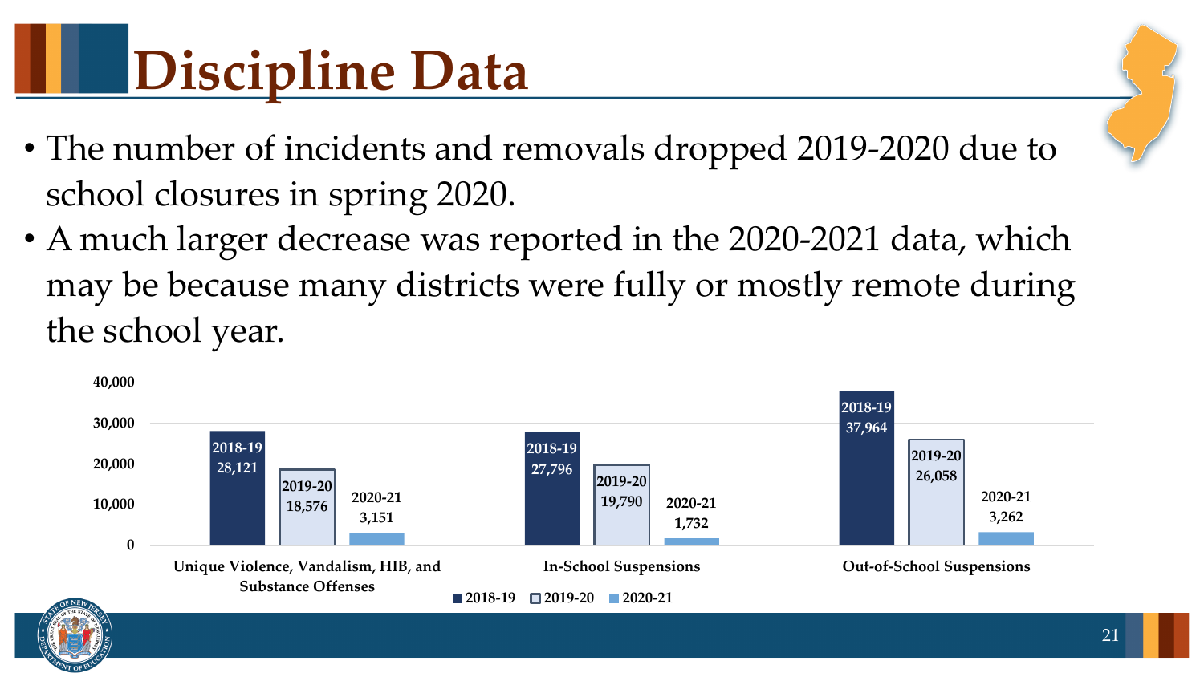# Discipline Data

- The number of incidents and removals dropped 2019-2020 due to school closures in spring 2020.
- A much larger decrease was reported in the 2020-2021 data, which may be because many districts were fully or mostly remote during the school year.

| | 2018-19 | 2019-20 | 2020-21 |
|---|---|---|---|
| Unique Violence, Vandalism, HIB, and Substance Offenses | 28,121 | 18,576 | 3,151 |
| In-School Suspensions | 27,796 | 19,790 | 1,732 |
| Out-of-School Suspensions | 37,964 | 26,058 | 3,262 |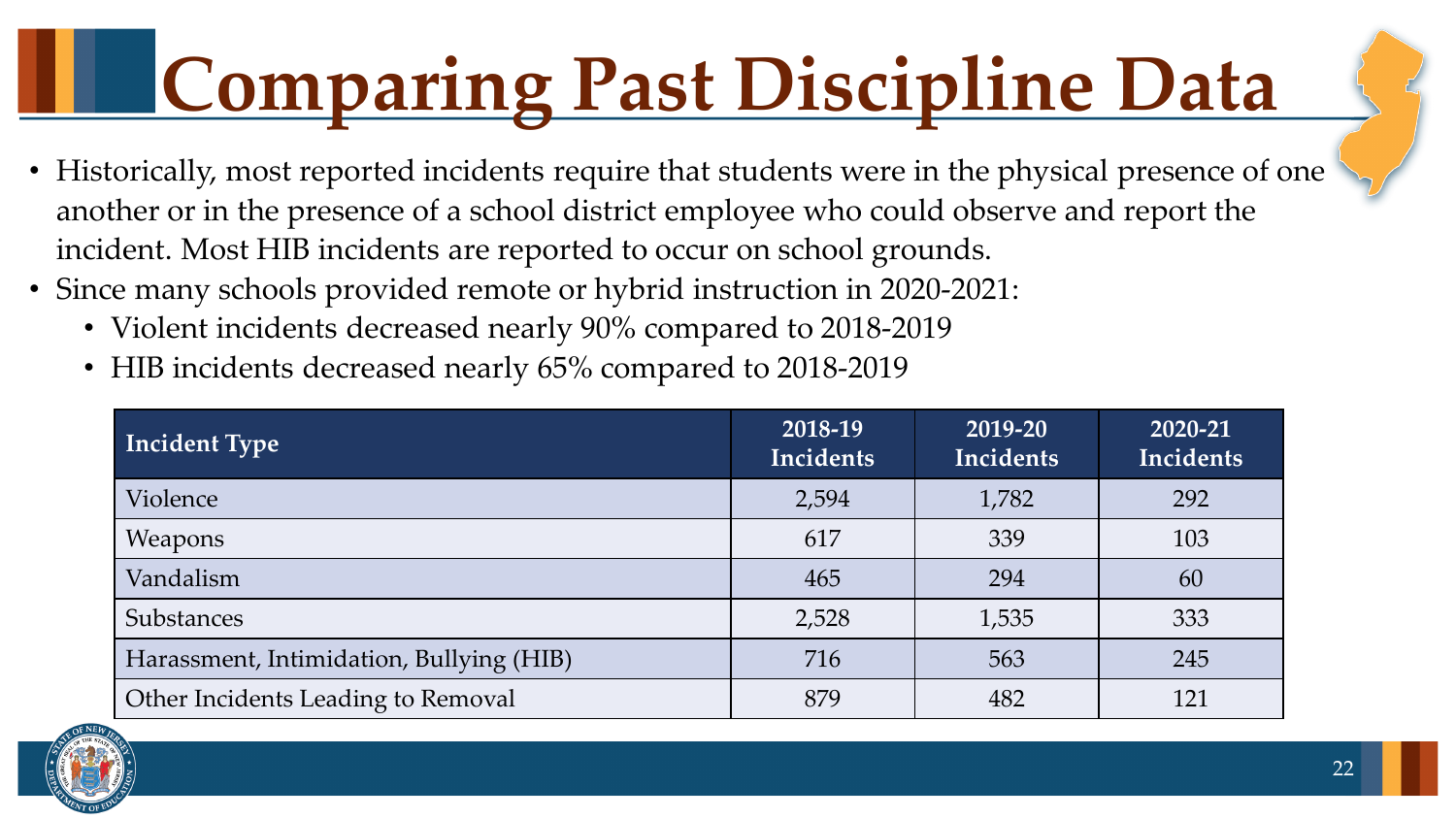# Comparing Past Discipline Data

- Historically, most reported incidents require that students were in the physical presence of one another or in the presence of a school district employee who could observe and report the incident. Most HIB incidents are reported to occur on school grounds.
- Since many schools provided remote or hybrid instruction in 2020-2021:
  - Violent incidents decreased nearly 90% compared to 2018-2019
  - HIB incidents decreased nearly 65% compared to 2018-2019

| Incident Type | 2018-19 Incidents | 2019-20 Incidents | 2020-21 Incidents |
|---|---|---|---|
| Violence | 2,594 | 1,782 | 292 |
| Weapons | 617 | 339 | 103 |
| Vandalism | 465 | 294 | 60 |
| Substances | 2,528 | 1,535 | 333 |
| Harassment, Intimidation, Bullying (HIB) | 716 | 563 | 245 |
| Other Incidents Leading to Removal | 879 | 482 | 121 |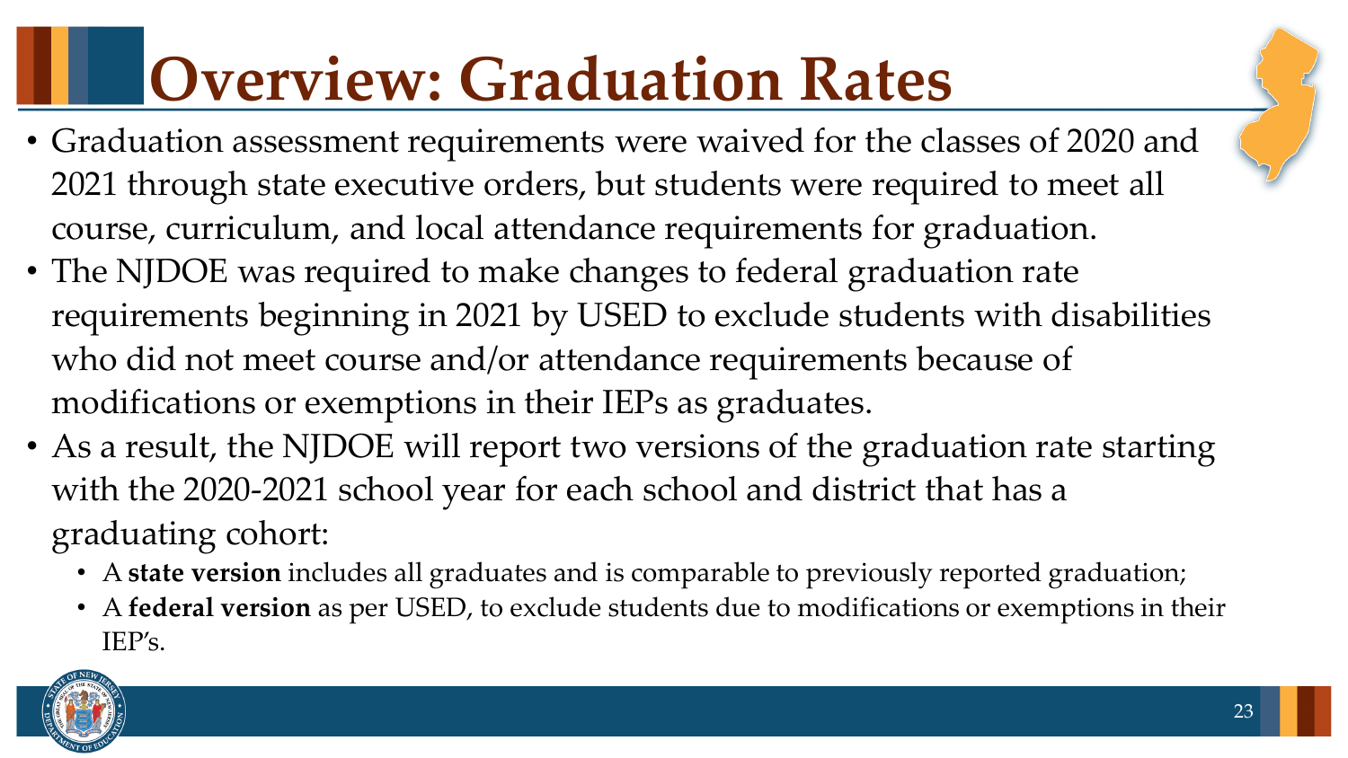# Overview: Graduation Rates

- Graduation assessment requirements were waived for the classes of 2020 and 2021 through state executive orders, but students were required to meet all course, curriculum, and local attendance requirements for graduation.
- The NJDOE was required to make changes to federal graduation rate requirements beginning in 2021 by USED to exclude students with disabilities who did not meet course and/or attendance requirements because of modifications or exemptions in their IEPs as graduates.
- As a result, the NJDOE will report two versions of the graduation rate starting with the 2020-2021 school year for each school and district that has a graduating cohort:
  - A **state version** includes all graduates and is comparable to previously reported graduation;
  - A **federal version** as per USED, to exclude students due to modifications or exemptions in their IEP's.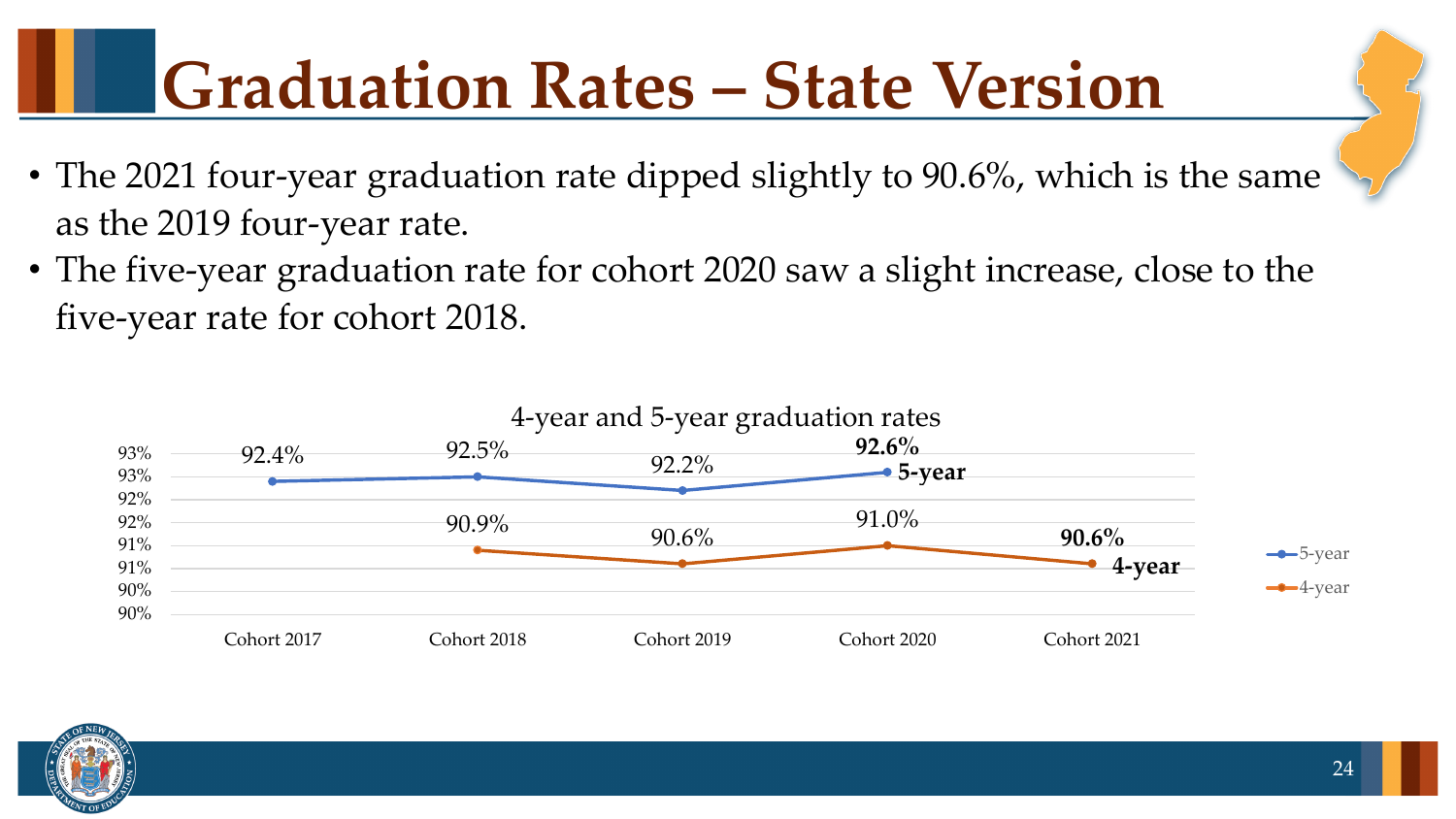# Graduation Rates – State Version

- The 2021 four-year graduation rate dipped slightly to 90.6%, which is the same as the 2019 four-year rate.
- The five-year graduation rate for cohort 2020 saw a slight increase, close to the five-year rate for cohort 2018.

**4-year and 5-year graduation rates**

| | Cohort 2017 | Cohort 2018 | Cohort 2019 | Cohort 2020 | Cohort 2021 |
|---|---|---|---|---|---|
| 5-year | 92.4% | 92.5% | 92.2% | 92.6% | |
| 4-year | | 90.9% | 90.6% | 91.0% | 90.6% |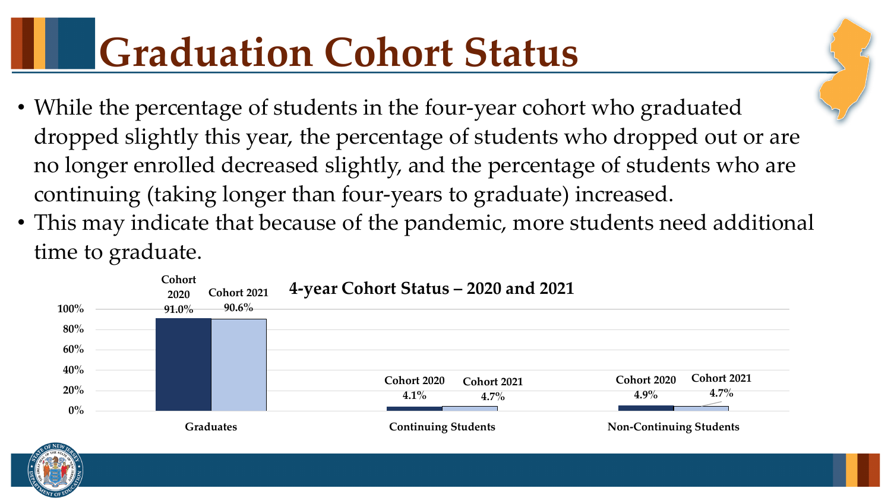# Graduation Cohort Status

- While the percentage of students in the four-year cohort who graduated dropped slightly this year, the percentage of students who dropped out or are no longer enrolled decreased slightly, and the percentage of students who are continuing (taking longer than four-years to graduate) increased.
- This may indicate that because of the pandemic, more students need additional time to graduate.

**4-year Cohort Status – 2020 and 2021**

| | Cohort 2020 | Cohort 2021 |
|---|---|---|
| Graduates | 91.0% | 90.6% |
| Continuing Students | 4.1% | 4.7% |
| Non-Continuing Students | 4.9% | 4.7% |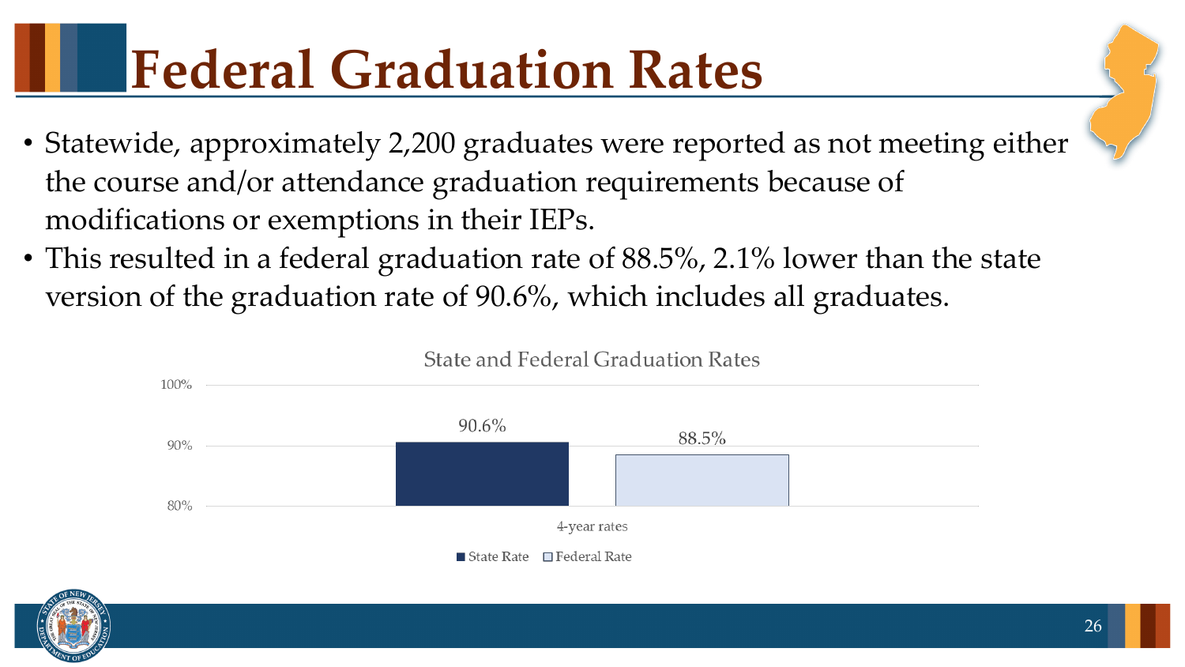# Federal Graduation Rates

- Statewide, approximately 2,200 graduates were reported as not meeting either the course and/or attendance graduation requirements because of modifications or exemptions in their IEPs.
- This resulted in a federal graduation rate of 88.5%, 2.1% lower than the state version of the graduation rate of 90.6%, which includes all graduates.

State and Federal Graduation Rates

| | State Rate | Federal Rate |
|---|---|---|
| 4-year rates | 90.6% | 88.5% |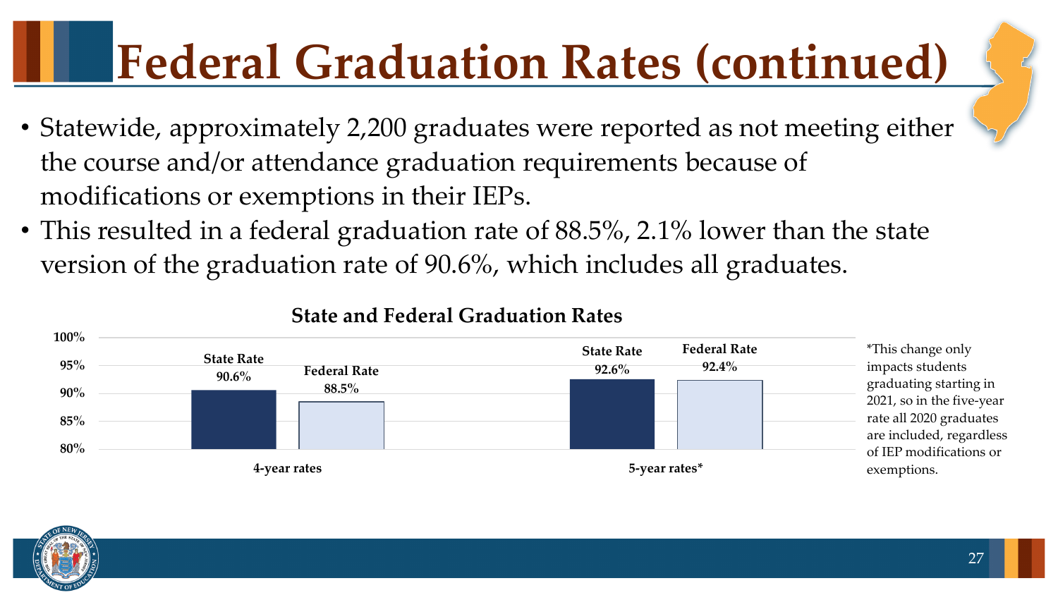# Federal Graduation Rates (continued)

- Statewide, approximately 2,200 graduates were reported as not meeting either the course and/or attendance graduation requirements because of modifications or exemptions in their IEPs.
- This resulted in a federal graduation rate of 88.5%, 2.1% lower than the state version of the graduation rate of 90.6%, which includes all graduates.

**State and Federal Graduation Rates**

| | State Rate | Federal Rate |
|---|---|---|
| 4-year rates | 90.6% | 88.5% |
| 5-year rates* | 92.6% | 92.4% |

*This change only impacts students graduating starting in 2021, so in the five-year rate all 2020 graduates are included, regardless of IEP modifications or exemptions.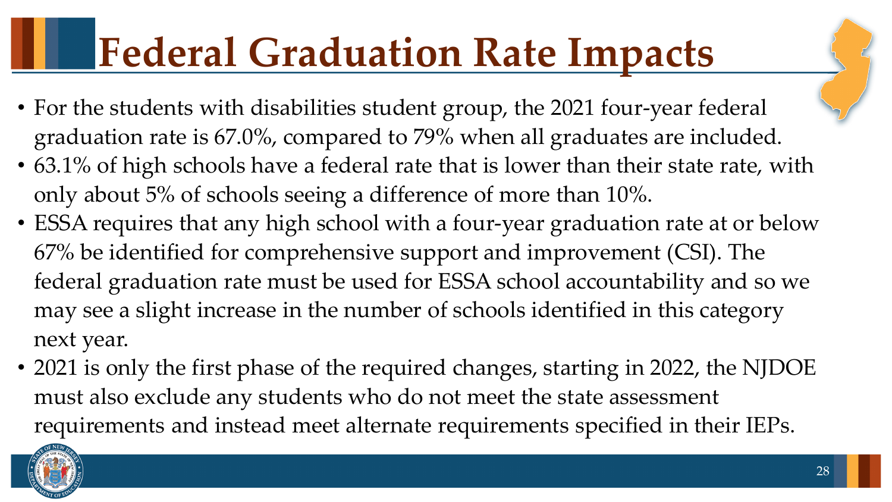# Federal Graduation Rate Impacts

- For the students with disabilities student group, the 2021 four-year federal graduation rate is 67.0%, compared to 79% when all graduates are included.
- 63.1% of high schools have a federal rate that is lower than their state rate, with only about 5% of schools seeing a difference of more than 10%.
- ESSA requires that any high school with a four-year graduation rate at or below 67% be identified for comprehensive support and improvement (CSI). The federal graduation rate must be used for ESSA school accountability and so we may see a slight increase in the number of schools identified in this category next year.
- 2021 is only the first phase of the required changes, starting in 2022, the NJDOE must also exclude any students who do not meet the state assessment requirements and instead meet alternate requirements specified in their IEPs.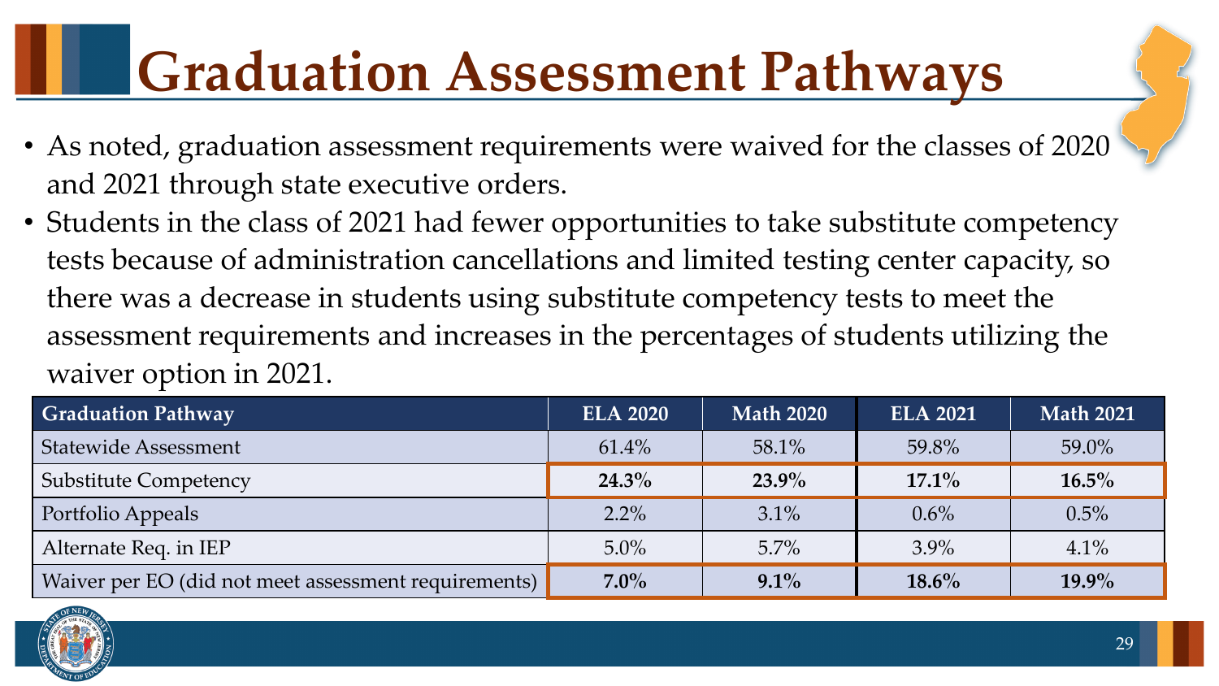# Graduation Assessment Pathways

- As noted, graduation assessment requirements were waived for the classes of 2020 and 2021 through state executive orders.
- Students in the class of 2021 had fewer opportunities to take substitute competency tests because of administration cancellations and limited testing center capacity, so there was a decrease in students using substitute competency tests to meet the assessment requirements and increases in the percentages of students utilizing the waiver option in 2021.

| Graduation Pathway | ELA 2020 | Math 2020 | ELA 2021 | Math 2021 |
|---|---|---|---|---|
| Statewide Assessment | 61.4% | 58.1% | 59.8% | 59.0% |
| Substitute Competency | **24.3%** | **23.9%** | **17.1%** | **16.5%** |
| Portfolio Appeals | 2.2% | 3.1% | 0.6% | 0.5% |
| Alternate Req. in IEP | 5.0% | 5.7% | 3.9% | 4.1% |
| Waiver per EO (did not meet assessment requirements) | **7.0%** | **9.1%** | **18.6%** | **19.9%** |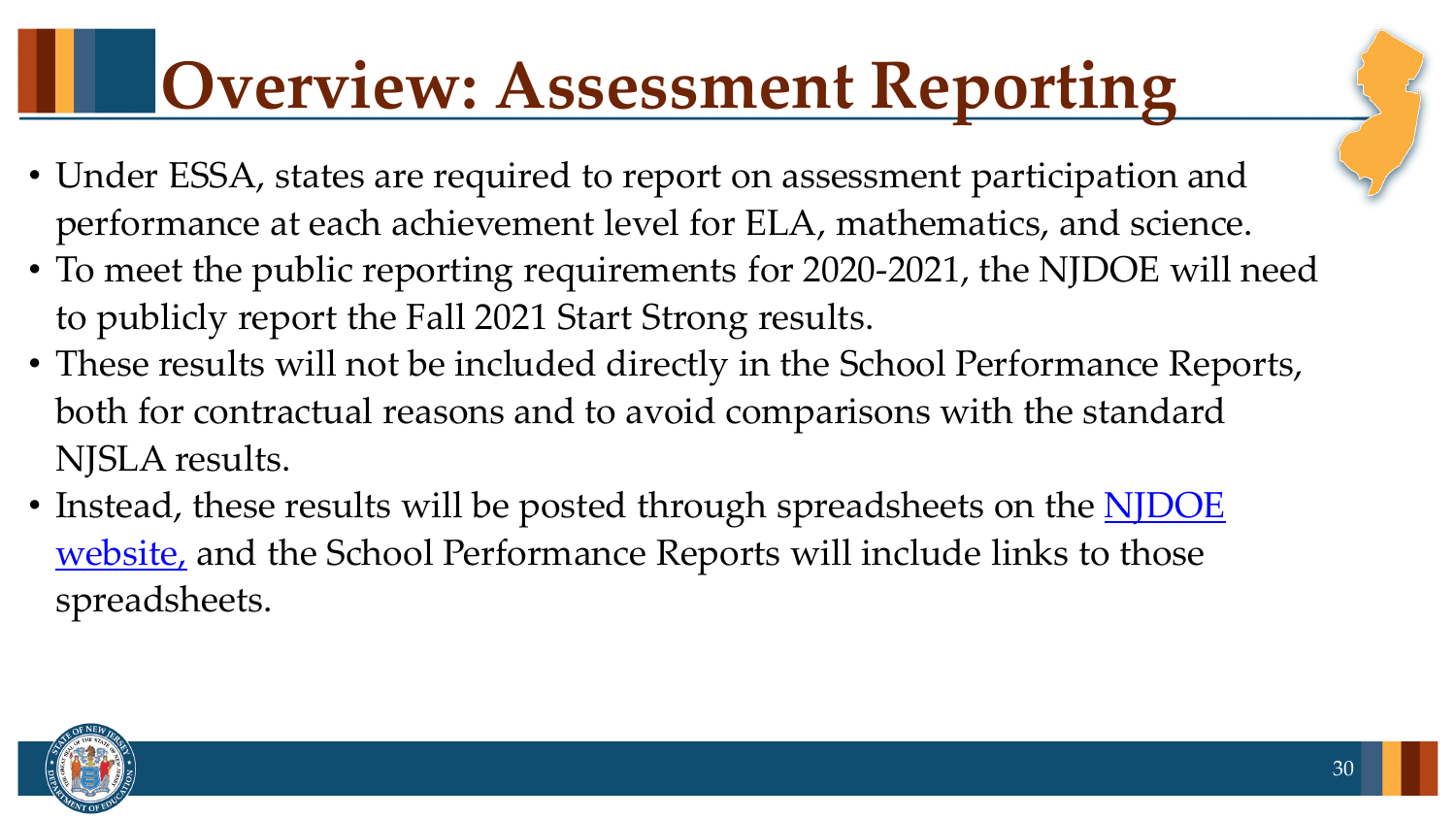# Overview: Assessment Reporting

- Under ESSA, states are required to report on assessment participation and performance at each achievement level for ELA, mathematics, and science.
- To meet the public reporting requirements for 2020-2021, the NJDOE will need to publicly report the Fall 2021 Start Strong results.
- These results will not be included directly in the School Performance Reports, both for contractual reasons and to avoid comparisons with the standard NJSLA results.
- Instead, these results will be posted through spreadsheets on the NJDOE website, and the School Performance Reports will include links to those spreadsheets.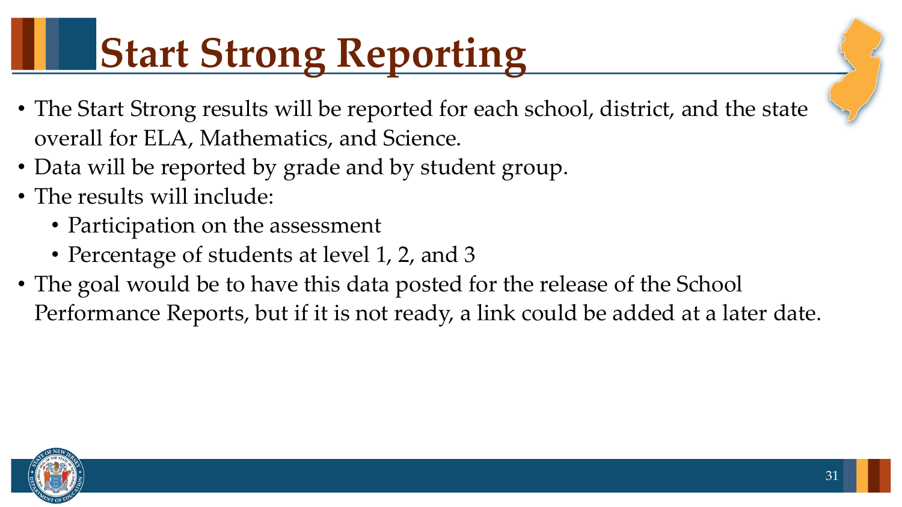# Start Strong Reporting

- The Start Strong results will be reported for each school, district, and the state overall for ELA, Mathematics, and Science.
- Data will be reported by grade and by student group.
- The results will include:
  - Participation on the assessment
  - Percentage of students at level 1, 2, and 3
- The goal would be to have this data posted for the release of the School Performance Reports, but if it is not ready, a link could be added at a later date.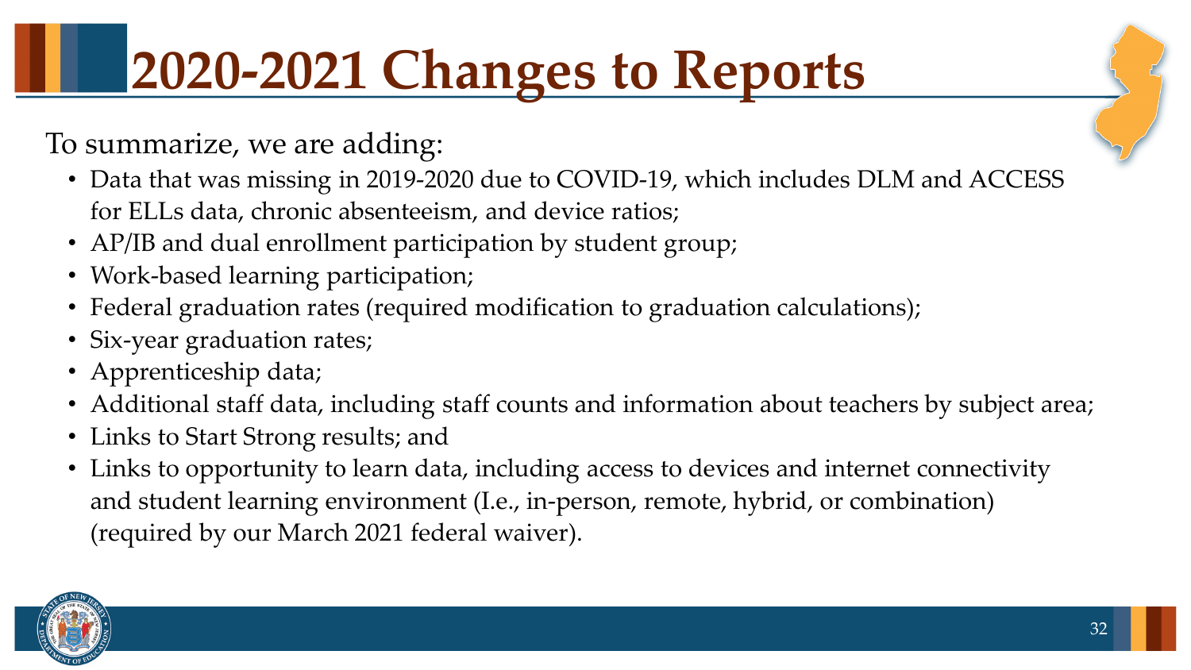# 2020-2021 Changes to Reports

To summarize, we are adding:

- Data that was missing in 2019-2020 due to COVID-19, which includes DLM and ACCESS for ELLs data, chronic absenteeism, and device ratios;
- AP/IB and dual enrollment participation by student group;
- Work-based learning participation;
- Federal graduation rates (required modification to graduation calculations);
- Six-year graduation rates;
- Apprenticeship data;
- Additional staff data, including staff counts and information about teachers by subject area;
- Links to Start Strong results; and
- Links to opportunity to learn data, including access to devices and internet connectivity and student learning environment (I.e., in-person, remote, hybrid, or combination) (required by our March 2021 federal waiver).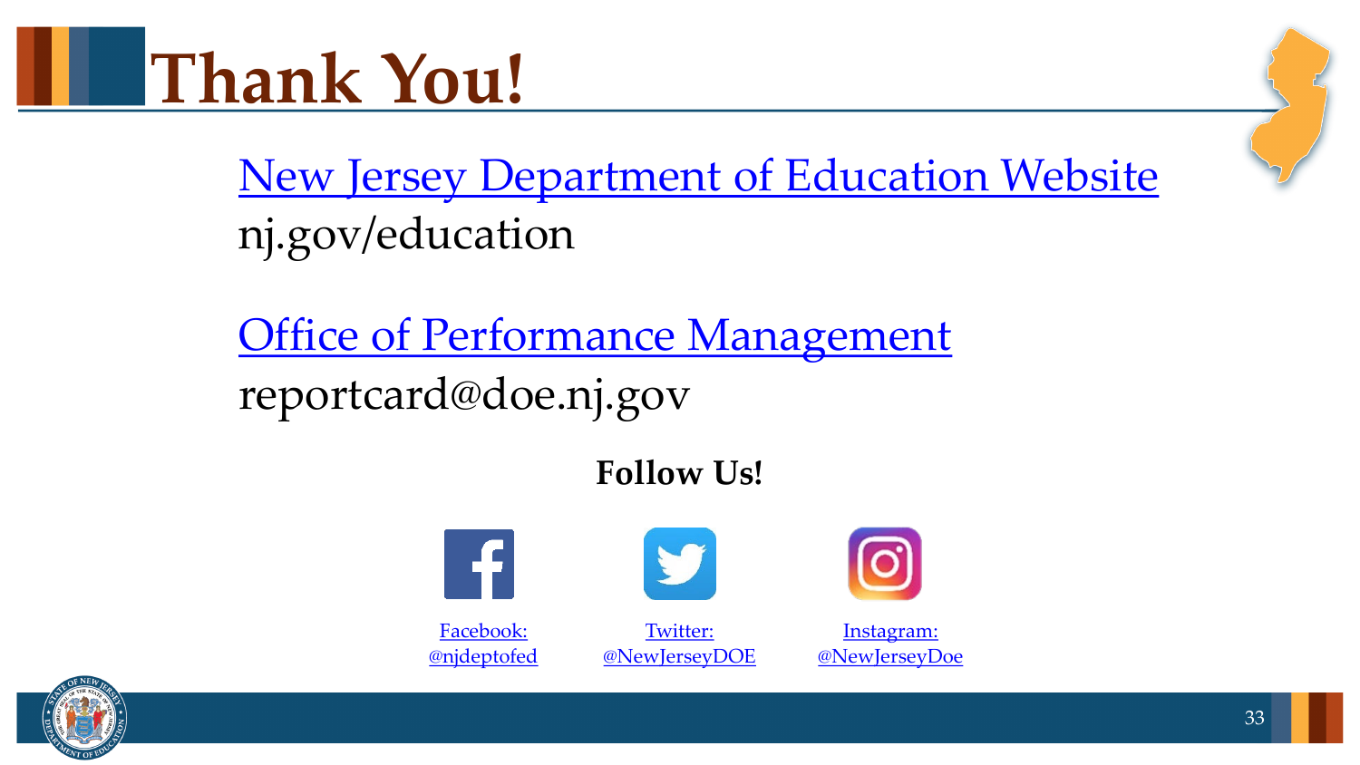# Thank You!

New Jersey Department of Education Website

nj.gov/education

Office of Performance Management

reportcard@doe.nj.gov

**Follow Us!**

Facebook: @njdeptofed

Twitter: @NewJerseyDOE

Instagram: @NewJerseyDoe